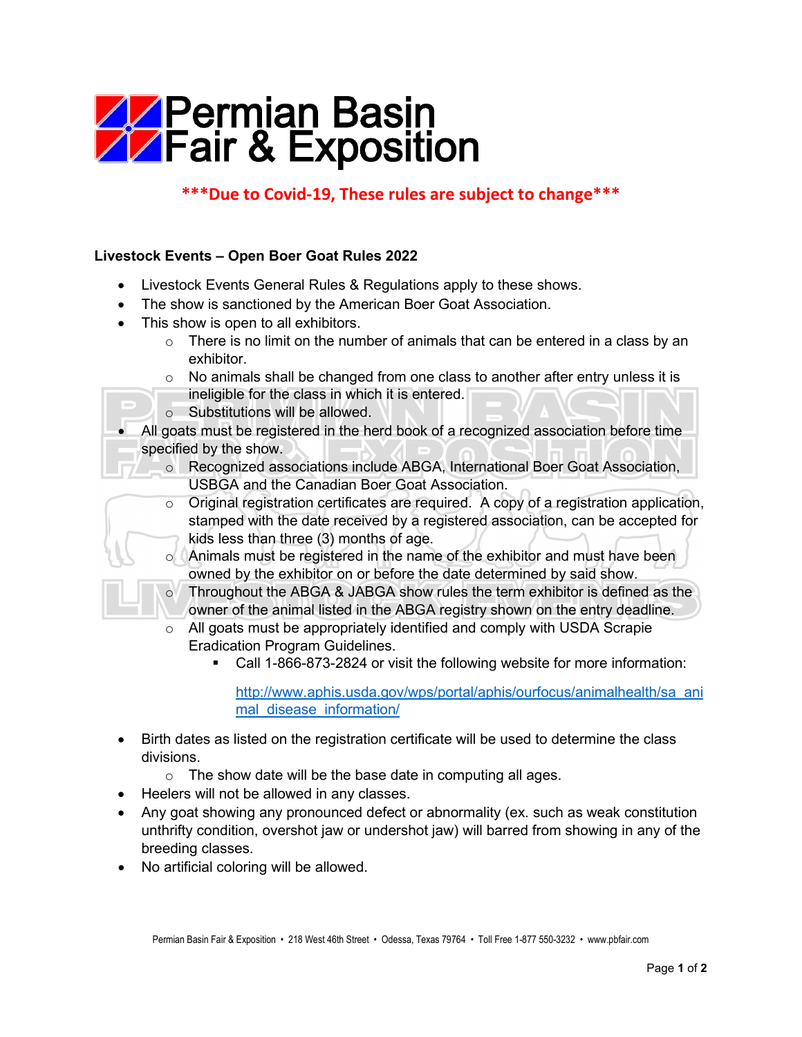# Permian Basin Fair & Exposition

**\*\*\*Due to Covid-19, These rules are subject to change\*\*\***

## Livestock Events – Open Boer Goat Rules 2022

- Livestock Events General Rules & Regulations apply to these shows.
- The show is sanctioned by the American Boer Goat Association.
- This show is open to all exhibitors.
  - There is no limit on the number of animals that can be entered in a class by an exhibitor.
  - No animals shall be changed from one class to another after entry unless it is ineligible for the class in which it is entered.
  - Substitutions will be allowed.
- All goats must be registered in the herd book of a recognized association before time specified by the show.
  - Recognized associations include ABGA, International Boer Goat Association, USBGA and the Canadian Boer Goat Association.
  - Original registration certificates are required. A copy of a registration application, stamped with the date received by a registered association, can be accepted for kids less than three (3) months of age.
  - Animals must be registered in the name of the exhibitor and must have been owned by the exhibitor on or before the date determined by said show.
  - Throughout the ABGA & JABGA show rules the term exhibitor is defined as the owner of the animal listed in the ABGA registry shown on the entry deadline.
  - All goats must be appropriately identified and comply with USDA Scrapie Eradication Program Guidelines.
    - Call 1-866-873-2824 or visit the following website for more information:

      http://www.aphis.usda.gov/wps/portal/aphis/ourfocus/animalhealth/sa_animal_disease_information/
- Birth dates as listed on the registration certificate will be used to determine the class divisions.
  - The show date will be the base date in computing all ages.
- Heelers will not be allowed in any classes.
- Any goat showing any pronounced defect or abnormality (ex. such as weak constitution unthrifty condition, overshot jaw or undershot jaw) will barred from showing in any of the breeding classes.
- No artificial coloring will be allowed.

Permian Basin Fair & Exposition • 218 West 46th Street • Odessa, Texas 79764 • Toll Free 1-877 550-3232 • www.pbfair.com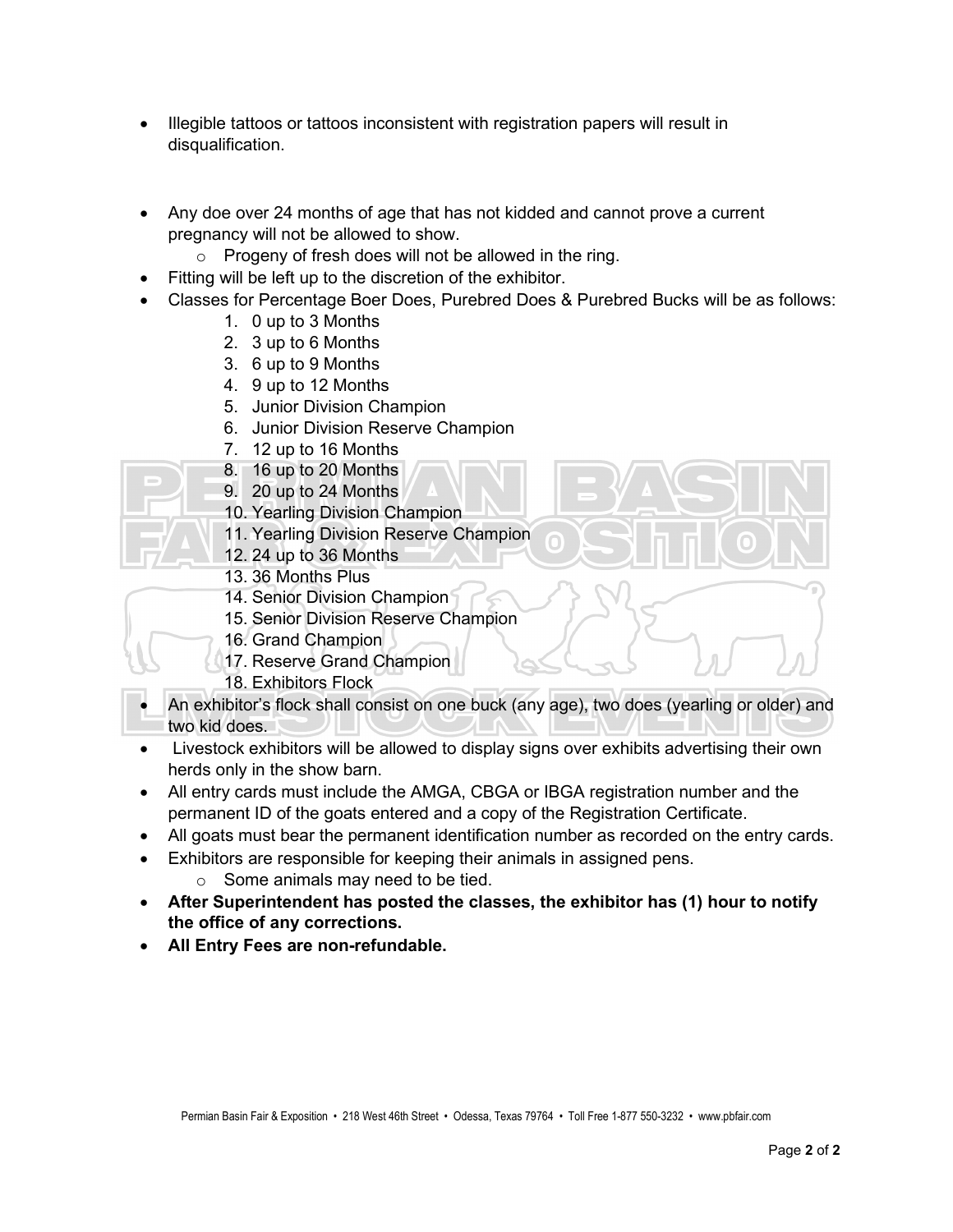- Illegible tattoos or tattoos inconsistent with registration papers will result in disqualification.

- Any doe over 24 months of age that has not kidded and cannot prove a current pregnancy will not be allowed to show.
  - Progeny of fresh does will not be allowed in the ring.
- Fitting will be left up to the discretion of the exhibitor.
- Classes for Percentage Boer Does, Purebred Does & Purebred Bucks will be as follows:
  1. 0 up to 3 Months
  2. 3 up to 6 Months
  3. 6 up to 9 Months
  4. 9 up to 12 Months
  5. Junior Division Champion
  6. Junior Division Reserve Champion
  7. 12 up to 16 Months
  8. 16 up to 20 Months
  9. 20 up to 24 Months
  10. Yearling Division Champion
  11. Yearling Division Reserve Champion
  12. 24 up to 36 Months
  13. 36 Months Plus
  14. Senior Division Champion
  15. Senior Division Reserve Champion
  16. Grand Champion
  17. Reserve Grand Champion
  18. Exhibitors Flock
- An exhibitor's flock shall consist on one buck (any age), two does (yearling or older) and two kid does.
- Livestock exhibitors will be allowed to display signs over exhibits advertising their own herds only in the show barn.
- All entry cards must include the AMGA, CBGA or IBGA registration number and the permanent ID of the goats entered and a copy of the Registration Certificate.
- All goats must bear the permanent identification number as recorded on the entry cards.
- Exhibitors are responsible for keeping their animals in assigned pens.
  - Some animals may need to be tied.
- **After Superintendent has posted the classes, the exhibitor has (1) hour to notify the office of any corrections.**
- **All Entry Fees are non-refundable.**